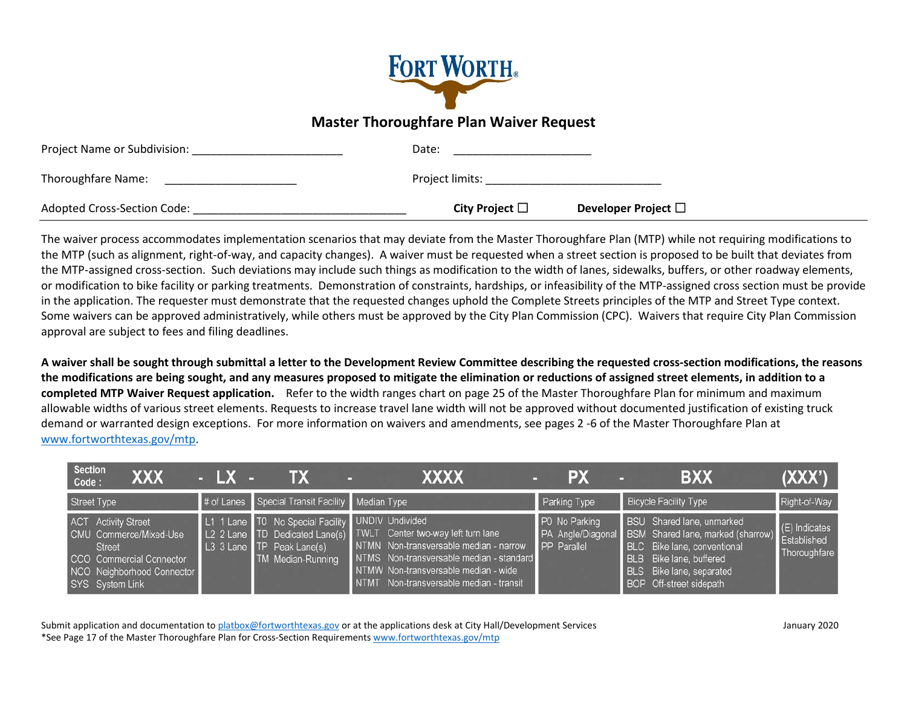# FORT WORTH

## Master Thoroughfare Plan Waiver Request

Project Name or Subdivision: ________________________ Date: ______________________

Thoroughfare Name: _____________________ Project limits: ____________________________

Adopted Cross-Section Code: __________________________________ **City Project** ☐ **Developer Project** ☐

The waiver process accommodates implementation scenarios that may deviate from the Master Thoroughfare Plan (MTP) while not requiring modifications to the MTP (such as alignment, right-of-way, and capacity changes). A waiver must be requested when a street section is proposed to be built that deviates from the MTP-assigned cross-section. Such deviations may include such things as modification to the width of lanes, sidewalks, buffers, or other roadway elements, or modification to bike facility or parking treatments. Demonstration of constraints, hardships, or infeasibility of the MTP-assigned cross section must be provide in the application. The requester must demonstrate that the requested changes uphold the Complete Streets principles of the MTP and Street Type context. Some waivers can be approved administratively, while others must be approved by the City Plan Commission (CPC). Waivers that require City Plan Commission approval are subject to fees and filing deadlines.

**A waiver shall be sought through submittal a letter to the Development Review Committee describing the requested cross-section modifications, the reasons the modifications are being sought, and any measures proposed to mitigate the elimination or reductions of assigned street elements, in addition to a completed MTP Waiver Request application.** Refer to the width ranges chart on page 25 of the Master Thoroughfare Plan for minimum and maximum allowable widths of various street elements. Requests to increase travel lane width will not be approved without documented justification of existing truck demand or warranted design exceptions. For more information on waivers and amendments, see pages 2 -6 of the Master Thoroughfare Plan at www.fortworthtexas.gov/mtp.

| Section Code : XXX | - LX - | TX | - XXXX - | PX | - BXX | (XXX') |
|---|---|---|---|---|---|---|
| Street Type | # of Lanes | Special Transit Facility | Median Type | Parking Type | Bicycle Facility Type | Right-of-Way |
| ACT Activity Street<br>CMU Commerce/Mixed-Use Street<br>CCO Commercial Connector<br>NCO Neighborhood Connector<br>SYS System Link | L1 1 Lane<br>L2 2 Lane<br>L3 3 Lane | T0 No Special Facility<br>TD Dedicated Lane(s)<br>TP Peak Lane(s)<br>TM Median-Running | UNDIV Undivided<br>TWLT Center two-way left turn lane<br>NTMN Non-transversable median - narrow<br>NTMS Non-transversable median - standard<br>NTMW Non-transversable median - wide<br>NTMT Non-transversable median - transit | P0 No Parking<br>PA Angle/Diagonal<br>PP Parallel | BSU Shared lane, unmarked<br>BSM Shared lane, marked (sharrow)<br>BLC Bike lane, conventional<br>BLB Bike lane, buffered<br>BLS Bike lane, separated<br>BOP Off-street sidepath | (E) Indicates Established Thoroughfare |

Submit application and documentation to platbox@fortworthtexas.gov or at the applications desk at City Hall/Development Services

January 2020

*See Page 17 of the Master Thoroughfare Plan for Cross-Section Requirements www.fortworthtexas.gov/mtp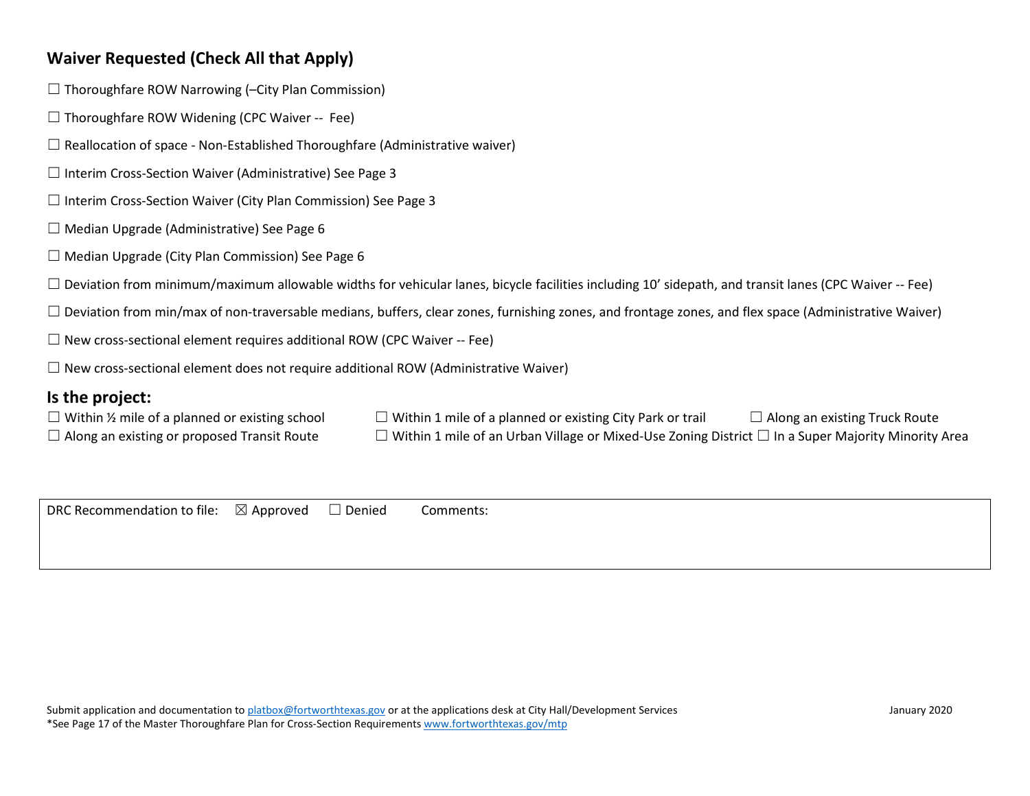## Waiver Requested (Check All that Apply)

☐ Thoroughfare ROW Narrowing (–City Plan Commission)

☐ Thoroughfare ROW Widening (CPC Waiver -- Fee)

☐ Reallocation of space - Non-Established Thoroughfare (Administrative waiver)

☐ Interim Cross-Section Waiver (Administrative) See Page 3

☐ Interim Cross-Section Waiver (City Plan Commission) See Page 3

☐ Median Upgrade (Administrative) See Page 6

☐ Median Upgrade (City Plan Commission) See Page 6

☐ Deviation from minimum/maximum allowable widths for vehicular lanes, bicycle facilities including 10' sidepath, and transit lanes (CPC Waiver -- Fee)

☐ Deviation from min/max of non-traversable medians, buffers, clear zones, furnishing zones, and frontage zones, and flex space (Administrative Waiver)

☐ New cross-sectional element requires additional ROW (CPC Waiver -- Fee)

☐ New cross-sectional element does not require additional ROW (Administrative Waiver)

## Is the project:

☐ Within ½ mile of a planned or existing school ☐ Within 1 mile of a planned or existing City Park or trail ☐ Along an existing Truck Route

☐ Along an existing or proposed Transit Route ☐ Within 1 mile of an Urban Village or Mixed-Use Zoning District ☐ In a Super Majority Minority Area

| | | | |
|---|---|---|---|
| DRC Recommendation to file: | ☒ Approved | ☐ Denied | Comments: |

Submit application and documentation to platbox@fortworthtexas.gov or at the applications desk at City Hall/Development Services

January 2020

*See Page 17 of the Master Thoroughfare Plan for Cross-Section Requirements www.fortworthtexas.gov/mtp